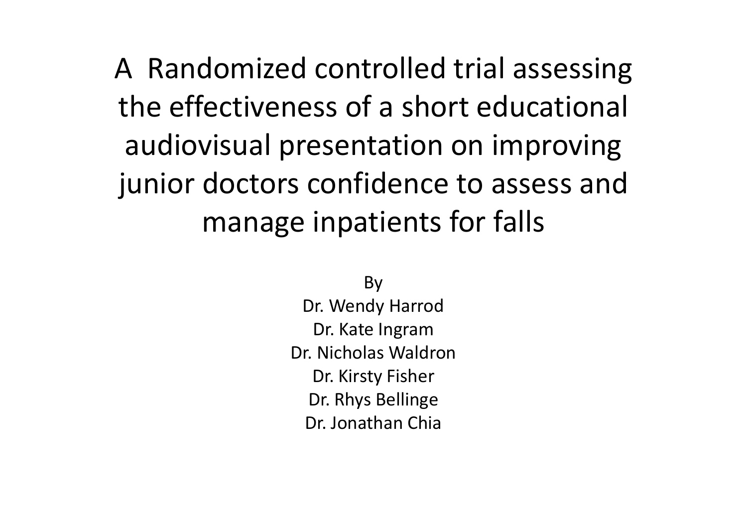# A Randomized controlled trial assessing the effectiveness of a short educational audiovisual presentation on improving junior doctors confidence to assess and manage inpatients for falls

By

Dr. Wendy Harrod

Dr. Kate Ingram

Dr. Nicholas Waldron

Dr. Kirsty Fisher

Dr. Rhys Bellinge

Dr. Jonathan Chia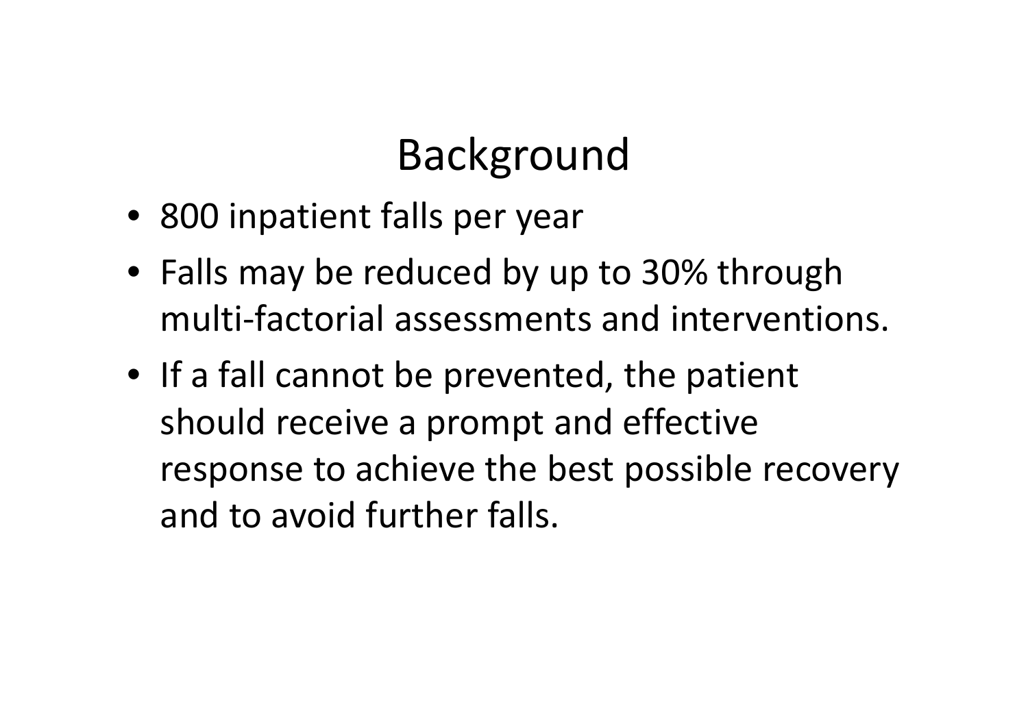# Background

- 800 inpatient falls per year
- Falls may be reduced by up to 30% through multi-factorial assessments and interventions.
- If a fall cannot be prevented, the patient should receive a prompt and effective response to achieve the best possible recovery and to avoid further falls.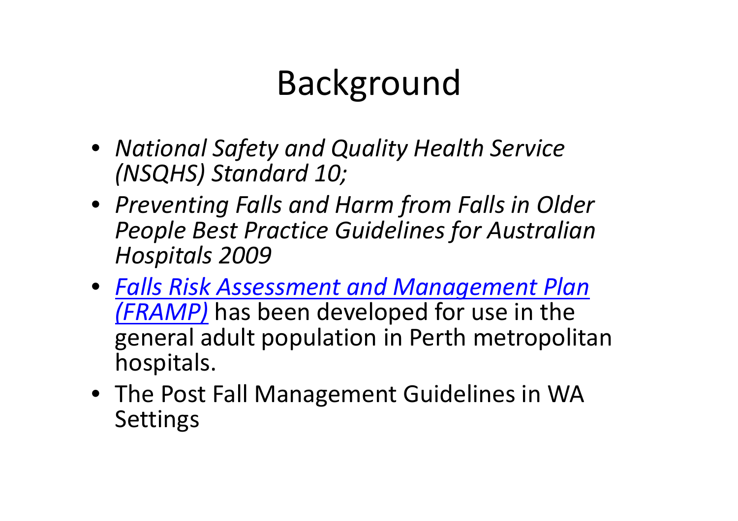# Background

- *National Safety and Quality Health Service (NSQHS) Standard 10;*
- *Preventing Falls and Harm from Falls in Older People Best Practice Guidelines for Australian Hospitals 2009*
- *Falls Risk Assessment and Management Plan (FRAMP)* has been developed for use in the general adult population in Perth metropolitan hospitals.
- The Post Fall Management Guidelines in WA Settings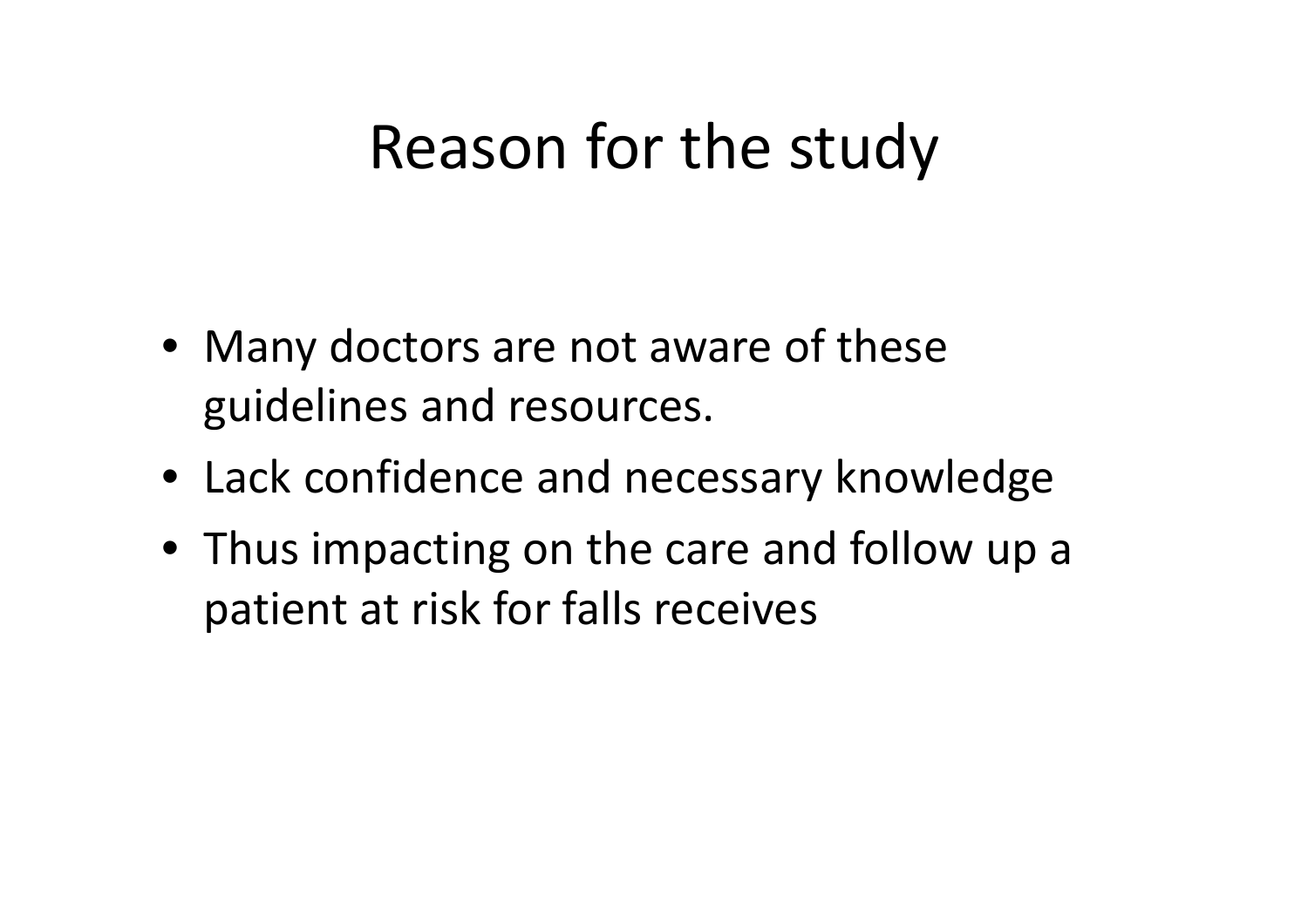# Reason for the study

- Many doctors are not aware of these guidelines and resources.
- Lack confidence and necessary knowledge
- Thus impacting on the care and follow up a patient at risk for falls receives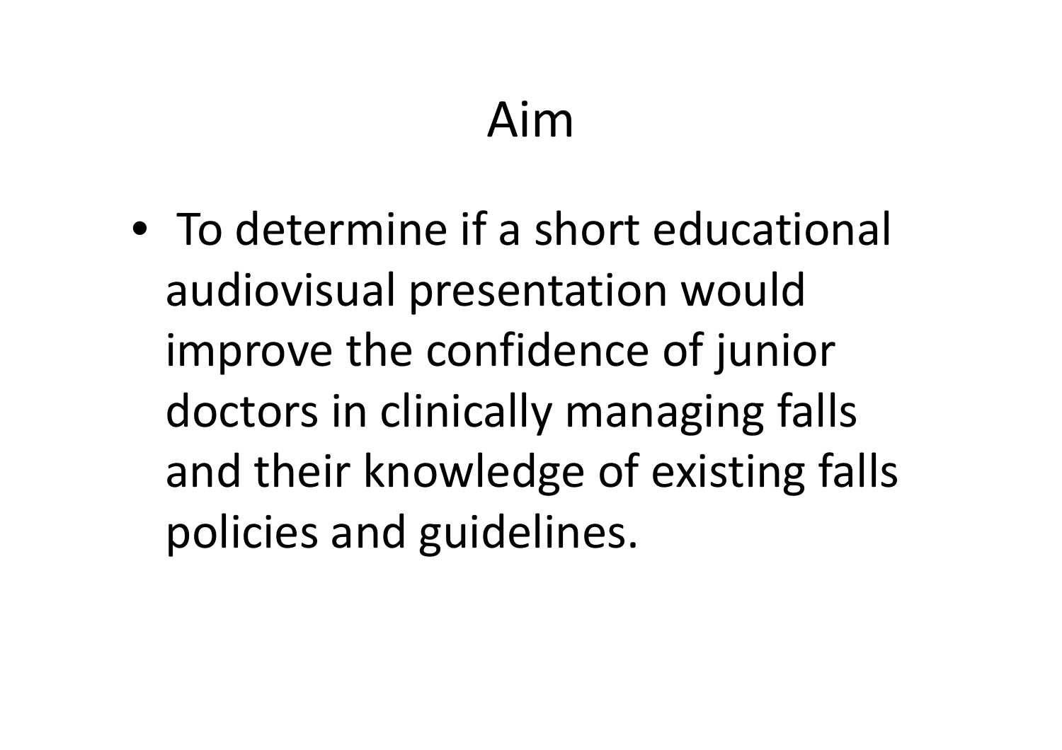# Aim

- To determine if a short educational audiovisual presentation would improve the confidence of junior doctors in clinically managing falls and their knowledge of existing falls policies and guidelines.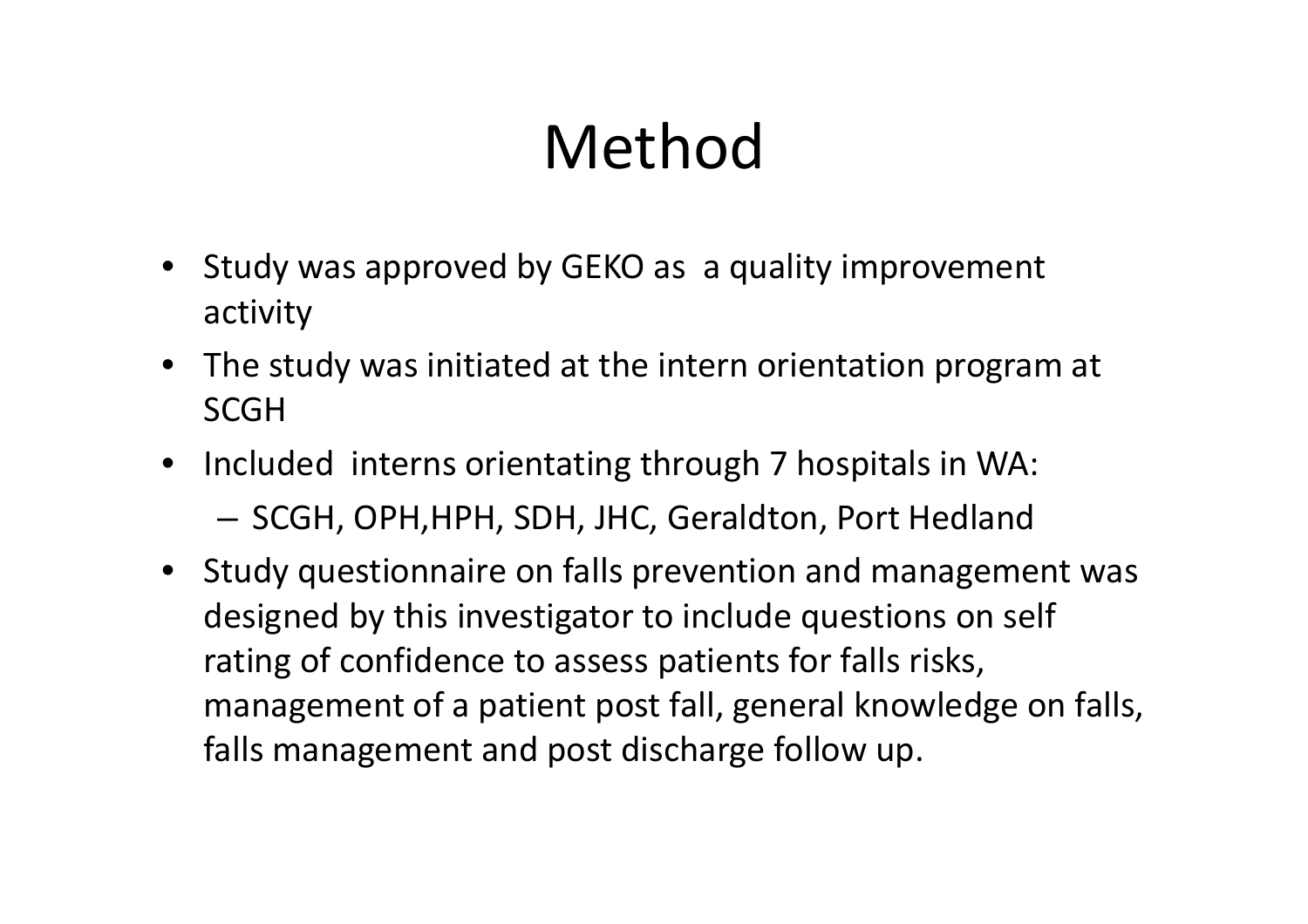# Method

- Study was approved by GEKO as a quality improvement activity
- The study was initiated at the intern orientation program at SCGH
- Included interns orientating through 7 hospitals in WA:
  - SCGH, OPH,HPH, SDH, JHC, Geraldton, Port Hedland
- Study questionnaire on falls prevention and management was designed by this investigator to include questions on self rating of confidence to assess patients for falls risks, management of a patient post fall, general knowledge on falls, falls management and post discharge follow up.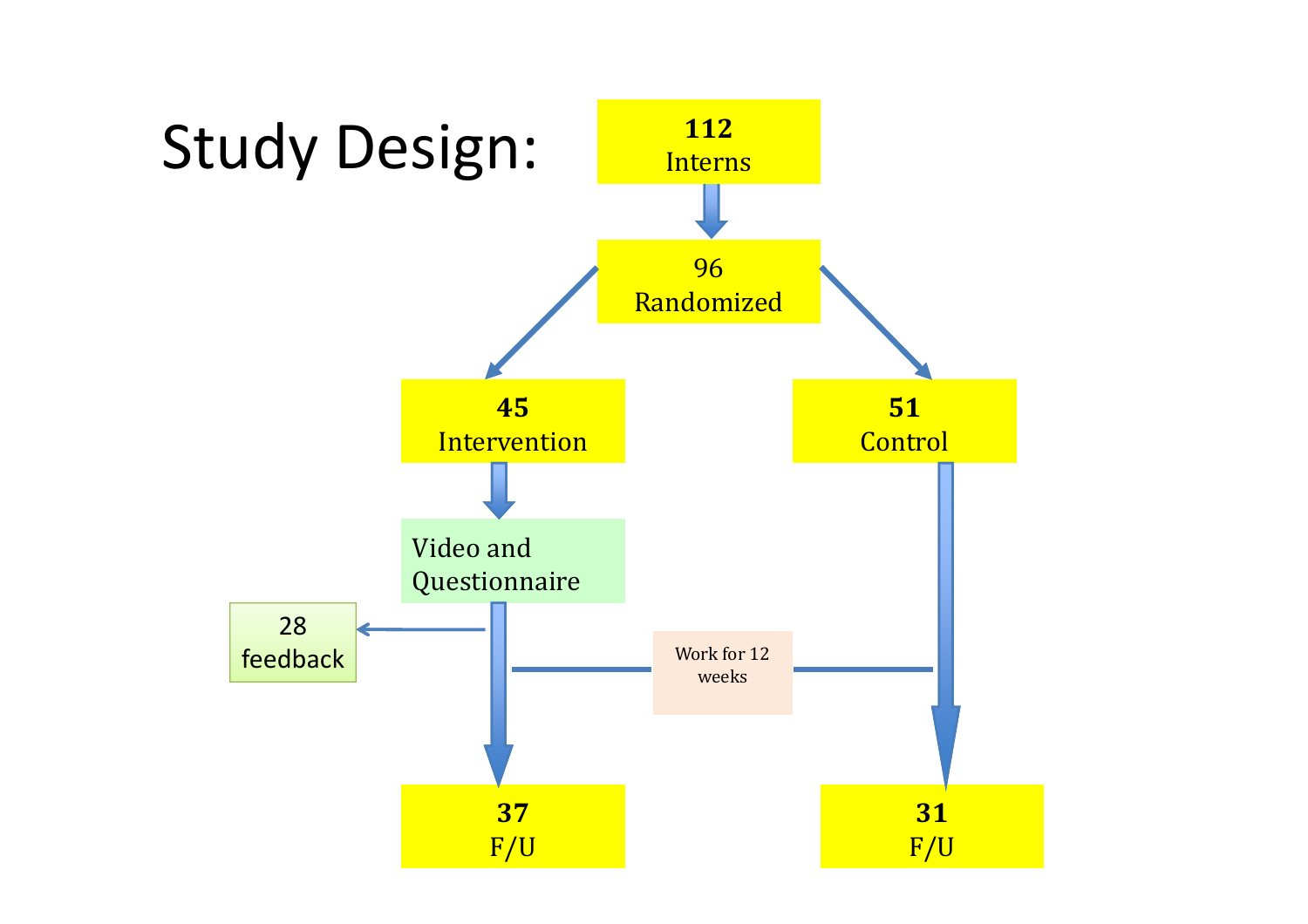# Study Design:

- **112** Interns
  - 96 Randomized
    - **45** Intervention
      - Video and Questionnaire
        - 28 feedback
      - **37** F/U
    - **51** Control
      - **31** F/U

Work for 12 weeks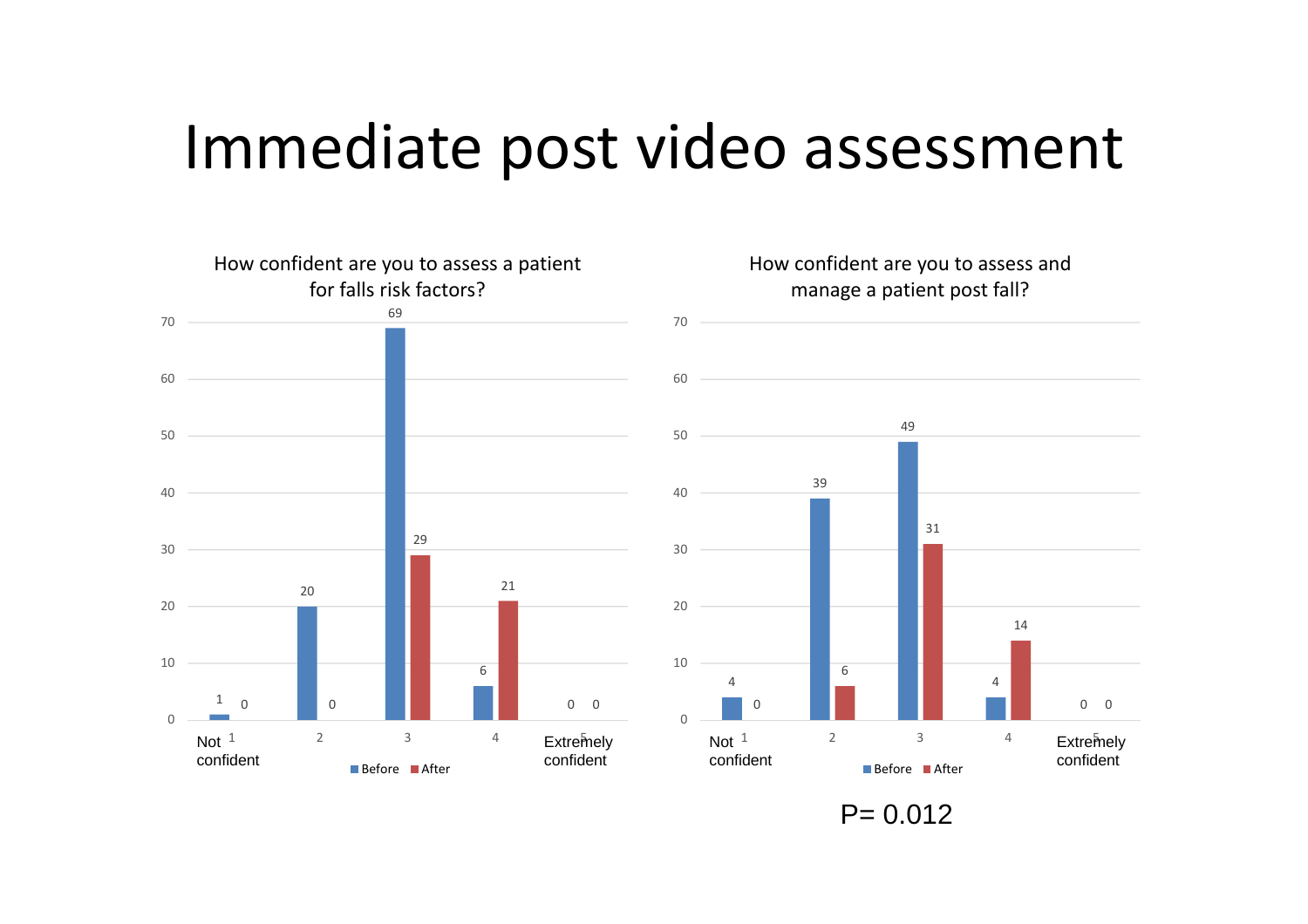# Immediate post video assessment

## How confident are you to assess a patient for falls risk factors?

| Confidence | Before | After |
|---|---|---|
| 1 (Not confident) | 1 | 0 |
| 2 | 20 | 0 |
| 3 | 69 | 29 |
| 4 | 6 | 21 |
| 5 (Extremely confident) | 0 | 0 |

## How confident are you to assess and manage a patient post fall?

| Confidence | Before | After |
|---|---|---|
| 1 (Not confident) | 4 | 0 |
| 2 | 39 | 6 |
| 3 | 49 | 31 |
| 4 | 4 | 14 |
| 5 (Extremely confident) | 0 | 0 |

P= 0.012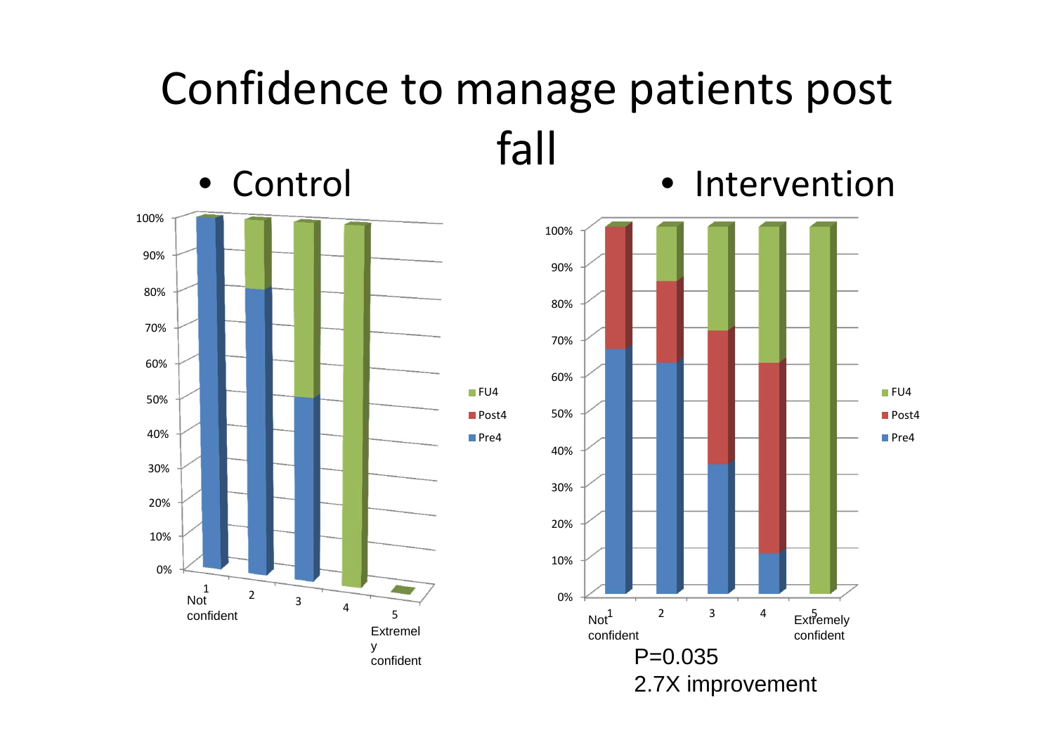# Confidence to manage patients post fall

- Control
- Intervention

P=0.035

2.7X improvement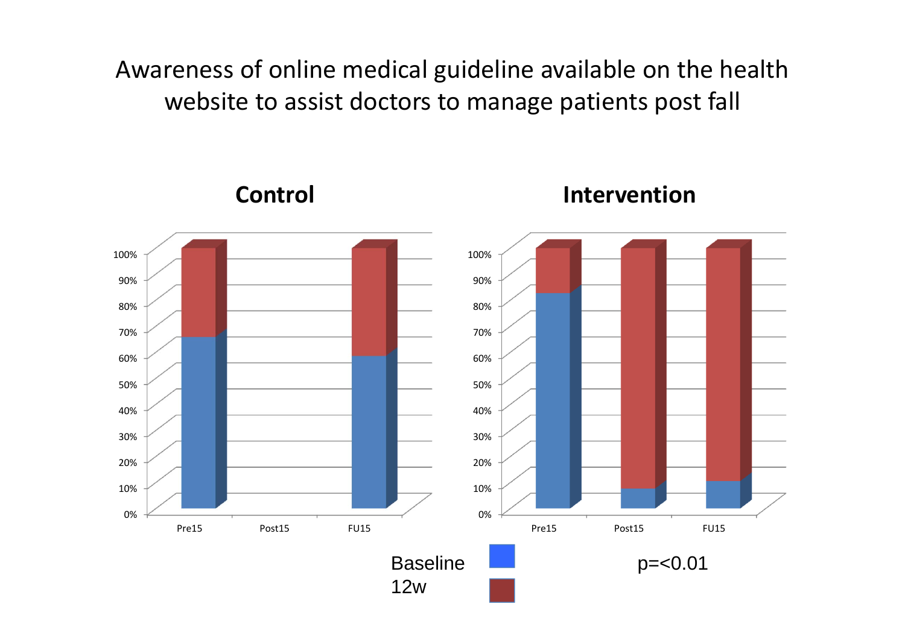# Awareness of online medical guideline available on the health website to assist doctors to manage patients post fall

**Control**

**Intervention**

100%
90%
80%
70%
60%
50%
40%
30%
20%
10%
0%

Pre15 Post15 FU15

Baseline
12w

p=<0.01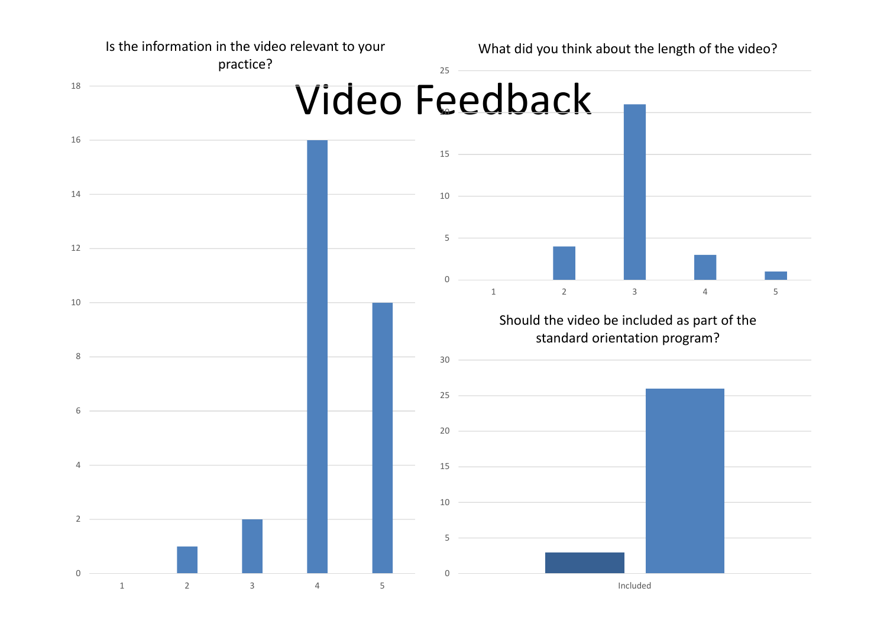# Video Feedback

## Is the information in the video relevant to your practice?

| Rating | Count |
|---|---|
| 1 | 0 |
| 2 | 1 |
| 3 | 2 |
| 4 | 16 |
| 5 | 10 |

## What did you think about the length of the video?

| Rating | Count |
|---|---|
| 1 | 0 |
| 2 | 4 |
| 3 | 21 |
| 4 | 3 |
| 5 | 1 |

## Should the video be included as part of the standard orientation program?

| Included | Count |
|---|---|
| Bar 1 | 3 |
| Bar 2 | 26 |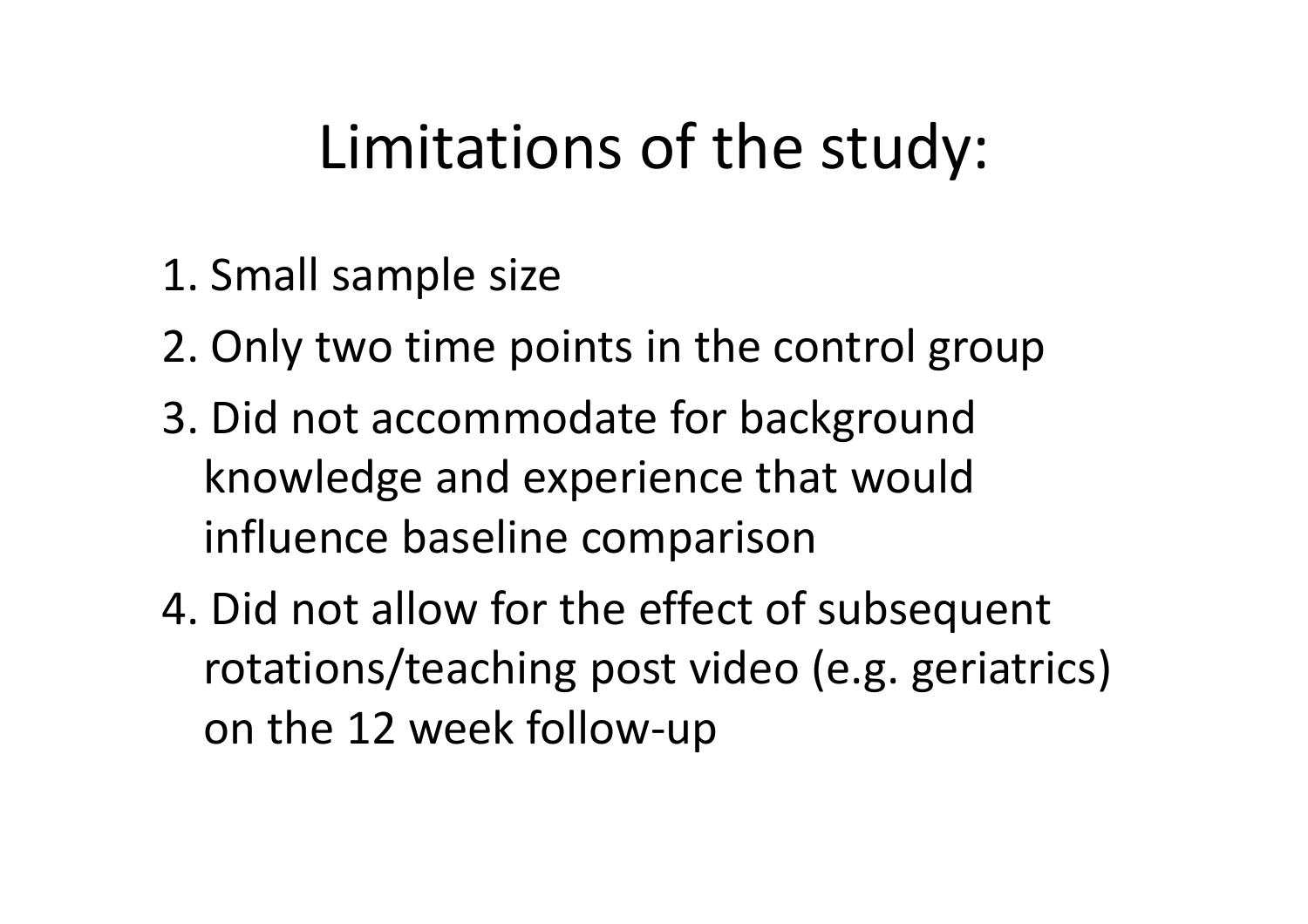# Limitations of the study:

1. Small sample size
2. Only two time points in the control group
3. Did not accommodate for background knowledge and experience that would influence baseline comparison
4. Did not allow for the effect of subsequent rotations/teaching post video (e.g. geriatrics) on the 12 week follow-up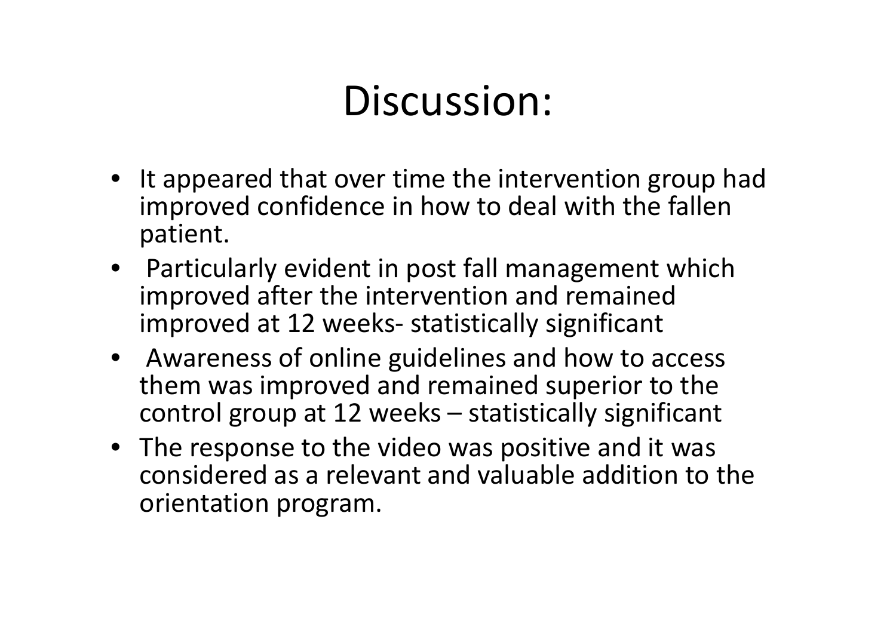# Discussion:

- It appeared that over time the intervention group had improved confidence in how to deal with the fallen patient.
- Particularly evident in post fall management which improved after the intervention and remained improved at 12 weeks- statistically significant
- Awareness of online guidelines and how to access them was improved and remained superior to the control group at 12 weeks – statistically significant
- The response to the video was positive and it was considered as a relevant and valuable addition to the orientation program.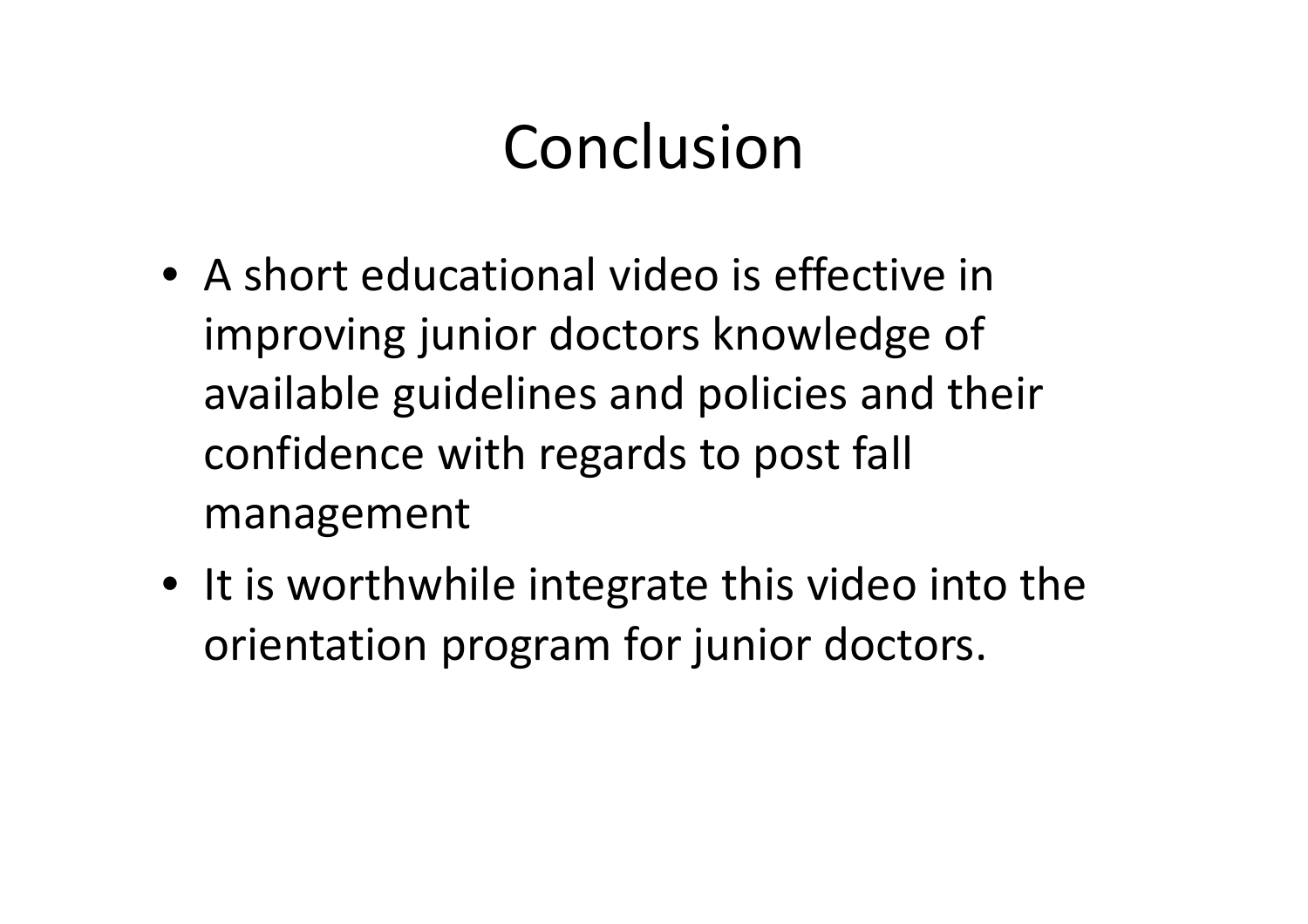# Conclusion

- A short educational video is effective in improving junior doctors knowledge of available guidelines and policies and their confidence with regards to post fall management
- It is worthwhile integrate this video into the orientation program for junior doctors.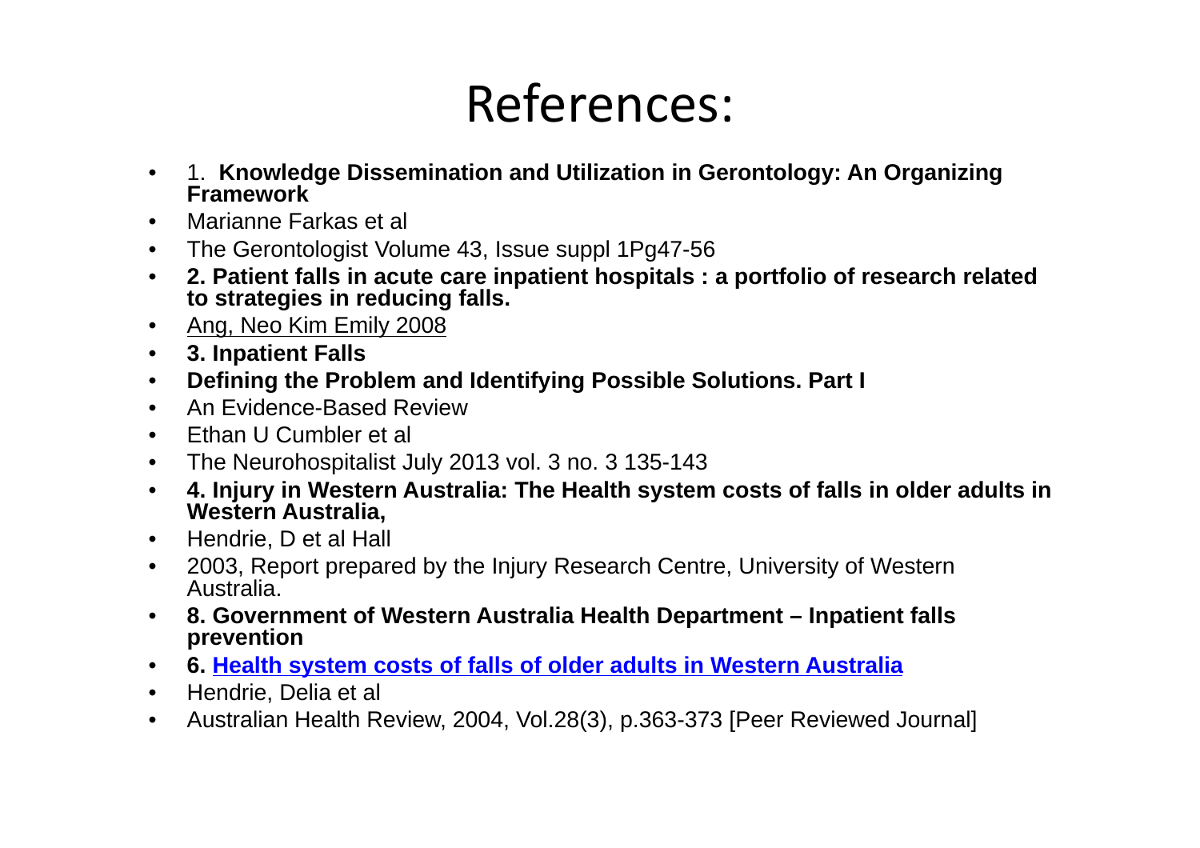# References:

- 1. **Knowledge Dissemination and Utilization in Gerontology: An Organizing Framework**
- Marianne Farkas et al
- The Gerontologist Volume 43, Issue suppl 1Pg47-56
- **2. Patient falls in acute care inpatient hospitals : a portfolio of research related to strategies in reducing falls.**
- Ang, Neo Kim Emily 2008
- **3. Inpatient Falls**
- **Defining the Problem and Identifying Possible Solutions. Part I**
- An Evidence-Based Review
- Ethan U Cumbler et al
- The Neurohospitalist July 2013 vol. 3 no. 3 135-143
- **4. Injury in Western Australia: The Health system costs of falls in older adults in Western Australia,**
- Hendrie, D et al Hall
- 2003, Report prepared by the Injury Research Centre, University of Western Australia.
- **8. Government of Western Australia Health Department – Inpatient falls prevention**
- **6. Health system costs of falls of older adults in Western Australia**
- Hendrie, Delia et al
- Australian Health Review, 2004, Vol.28(3), p.363-373 [Peer Reviewed Journal]